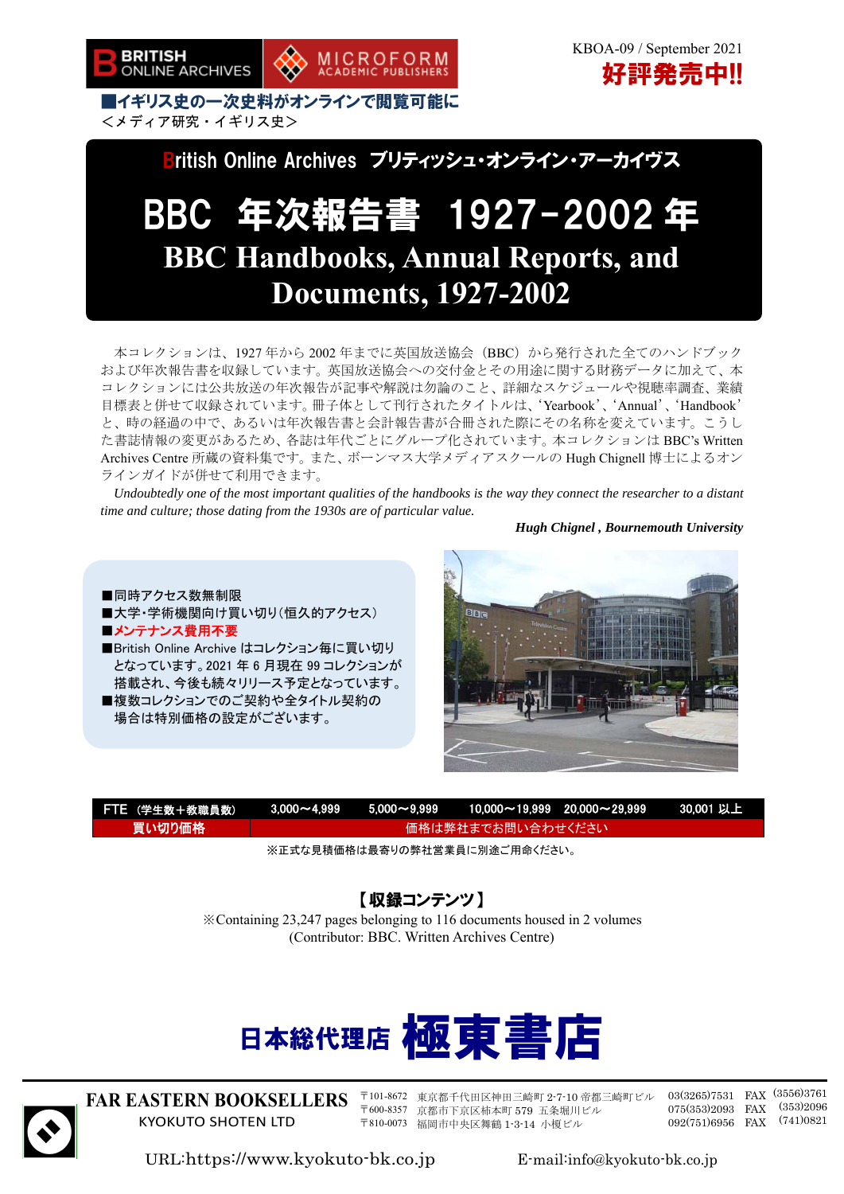BRITISH ONLINE ARCHIVES / MICROFORM ACADEMIC PUBLISHERS

KBOA-09 / September 2021

**好評発売中!!**

**■イギリス史の一次史料がオンラインで閲覧可能に**

＜メディア研究・イギリス史＞

British Online Archives ブリティッシュ・オンライン・アーカイヴス

# BBC 年次報告書 1927-2002 年
# BBC Handbooks, Annual Reports, and Documents, 1927-2002

本コレクションは、1927 年から 2002 年までに英国放送協会（BBC）から発行された全てのハンドブックおよび年次報告書を収録しています。英国放送協会への交付金とその用途に関する財務データに加えて、本コレクションには公共放送の年次報告が記事や解説は勿論のこと、詳細なスケジュールや視聴率調査、業績目標表と併せて収録されています。冊子体として刊行されたタイトルは、'Yearbook'、'Annual'、'Handbook'と、時の経過の中で、あるいは年次報告書と会計報告書が合冊された際にその名称を変えています。こうした書誌情報の変更があるため、各誌は年代ごとにグループ化されています。本コレクションは BBC's Written Archives Centre 所蔵の資料集です。また、ボーンマス大学メディアスクールの Hugh Chignell 博士によるオンラインガイドが併せて利用できます。

*Undoubtedly one of the most important qualities of the handbooks is the way they connect the researcher to a distant time and culture; those dating from the 1930s are of particular value.*

***Hugh Chignel , Bournemouth University***

- ■同時アクセス数無制限
- ■大学・学術機関向け買い切り（恒久的アクセス）
- ■**メンテナンス費用不要**
- ■British Online Archive はコレクション毎に買い切りとなっています。2021 年 6 月現在 99 コレクションが搭載され、今後も続々リリース予定となっています。
- ■複数コレクションでのご契約や全タイトル契約の場合は特別価格の設定がございます。

| FTE（学生数＋教職員数） | 3,000～4,999 | 5,000～9,999 | 10,000～19,999 | 20,000～29,999 | 30,001 以上 |
|---|---|---|---|---|---|
| 買い切り価格 | 価格は弊社までお問い合わせください | | | | |

※正式な見積価格は最寄りの弊社営業員に別途ご用命ください。

## 【収録コンテンツ】

※Containing 23,247 pages belonging to 116 documents housed in 2 volumes
(Contributor: BBC. Written Archives Centre)

**日本総代理店 極東書店**

FAR EASTERN BOOKSELLERS
KYOKUTO SHOTEN LTD

〒101-8672 東京都千代田区神田三崎町 2-7-10 帝都三崎町ビル 03(3265)7531 FAX (3556)3761
〒600-8357 京都市下京区柿本町 579 五条堀川ビル 075(353)2093 FAX (353)2096
〒810-0073 福岡市中央区舞鶴 1-3-14 小榎ビル 092(751)6956 FAX (741)0821

URL:https://www.kyokuto-bk.co.jp　E-mail:info@kyokuto-bk.co.jp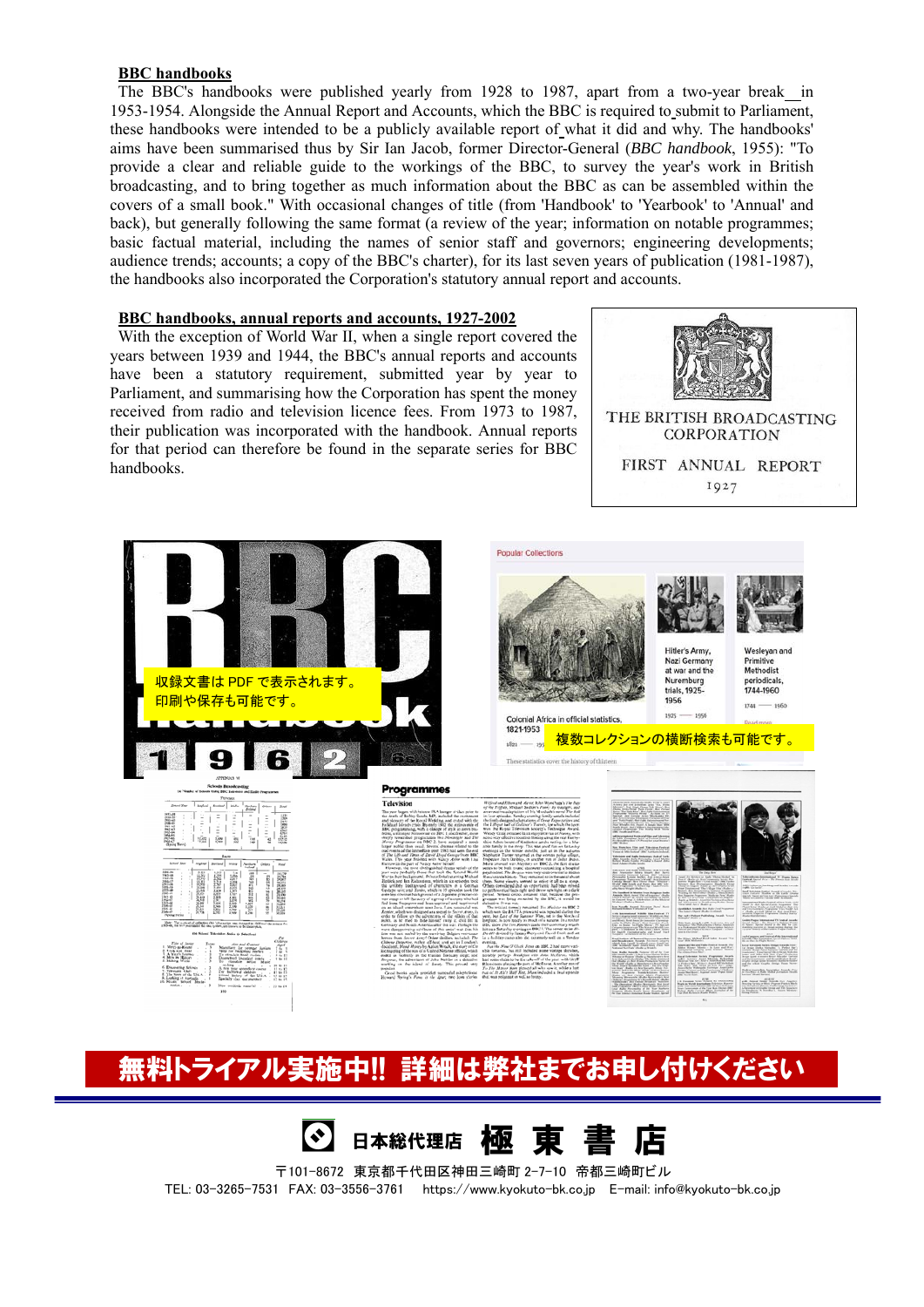**BBC handbooks**

The BBC's handbooks were published yearly from 1928 to 1987, apart from a two-year break in 1953-1954. Alongside the Annual Report and Accounts, which the BBC is required to submit to Parliament, these handbooks were intended to be a publicly available report of what it did and why. The handbooks' aims have been summarised thus by Sir Ian Jacob, former Director-General (*BBC handbook*, 1955): "To provide a clear and reliable guide to the workings of the BBC, to survey the year's work in British broadcasting, and to bring together as much information about the BBC as can be assembled within the covers of a small book." With occasional changes of title (from 'Handbook' to 'Yearbook' to 'Annual' and back), but generally following the same format (a review of the year; information on notable programmes; basic factual material, including the names of senior staff and governors; engineering developments; audience trends; accounts; a copy of the BBC's charter), for its last seven years of publication (1981-1987), the handbooks also incorporated the Corporation's statutory annual report and accounts.

**BBC handbooks, annual reports and accounts, 1927-2002**

With the exception of World War II, when a single report covered the years between 1939 and 1944, the BBC's annual reports and accounts have been a statutory requirement, submitted year by year to Parliament, and summarising how the Corporation has spent the money received from radio and television licence fees. From 1973 to 1987, their publication was incorporated with the handbook. Annual reports for that period can therefore be found in the separate series for BBC handbooks.

THE BRITISH BROADCASTING CORPORATION

FIRST ANNUAL REPORT

1927

収録文書は PDF で表示されます。
印刷や保存も可能です。

複数コレクションの横断検索も可能です。

無料トライアル実施中!! 詳細は弊社までお申し付けください

日本総代理店 極東書店

〒101-8672 東京都千代田区神田三崎町 2-7-10 帝都三崎町ビル

TEL: 03-3265-7531 FAX: 03-3556-3761 https://www.kyokuto-bk.co.jp E-mail: info@kyokuto-bk.co.jp